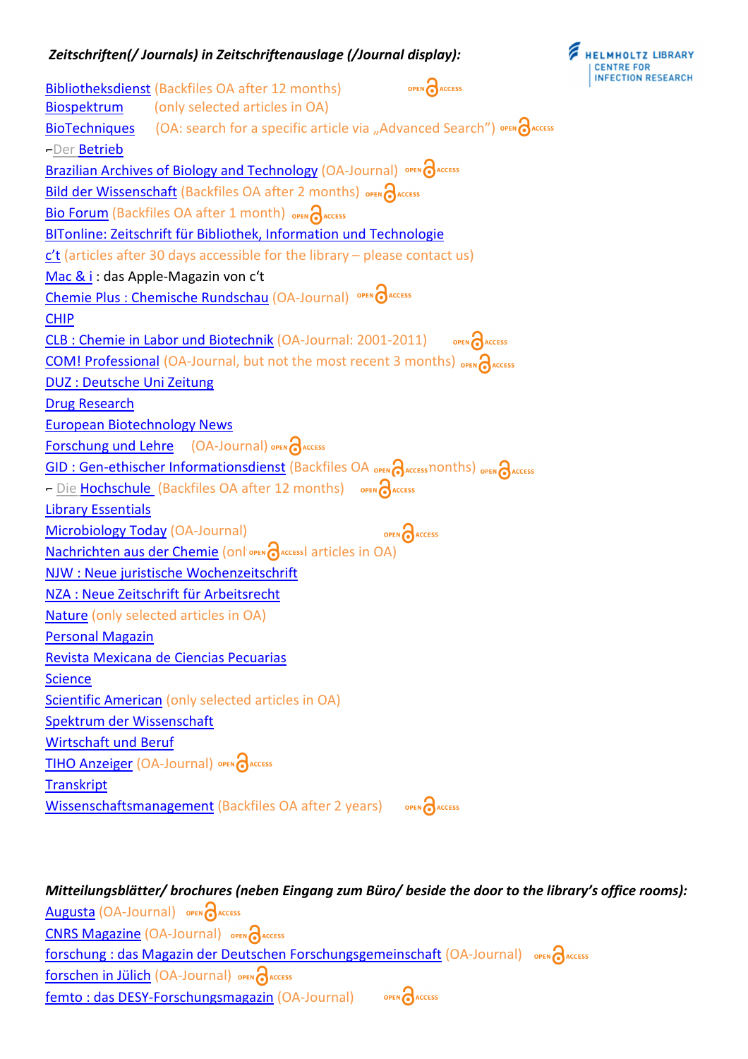***Zeitschriften(/ Journals) in Zeitschriftenauslage (/Journal display):***

Bibliotheksdienst (Backfiles OA after 12 months) OPEN ACCESS
Biospektrum (only selected articles in OA)
BioTechniques (OA: search for a specific article via „Advanced Search") OPEN ACCESS
~~Der~~ Betrieb
Brazilian Archives of Biology and Technology (OA-Journal) OPEN ACCESS
Bild der Wissenschaft (Backfiles OA after 2 months) OPEN ACCESS
Bio Forum (Backfiles OA after 1 month) OPEN ACCESS
BITonline: Zeitschrift für Bibliothek, Information und Technologie
c't (articles after 30 days accessible for the library – please contact us)
Mac & i : das Apple-Magazin von c't
Chemie Plus : Chemische Rundschau (OA-Journal) OPEN ACCESS
CHIP
CLB : Chemie in Labor und Biotechnik (OA-Journal: 2001-2011) OPEN ACCESS
COM! Professional (OA-Journal, but not the most recent 3 months) OPEN ACCESS
DUZ : Deutsche Uni Zeitung
Drug Research
European Biotechnology News
Forschung und Lehre (OA-Journal) OPEN ACCESS
GID : Gen-ethischer Informationsdienst (Backfiles OA OPEN ACCESS nonths) OPEN ACCESS
~~Die~~ Hochschule (Backfiles OA after 12 months) OPEN ACCESS
Library Essentials
Microbiology Today (OA-Journal) OPEN ACCESS
Nachrichten aus der Chemie (onl OPEN ACCESS l articles in OA)
NJW : Neue juristische Wochenzeitschrift
NZA : Neue Zeitschrift für Arbeitsrecht
Nature (only selected articles in OA)
Personal Magazin
Revista Mexicana de Ciencias Pecuarias
Science
Scientific American (only selected articles in OA)
Spektrum der Wissenschaft
Wirtschaft und Beruf
TIHO Anzeiger (OA-Journal) OPEN ACCESS
Transkript
Wissenschaftsmanagement (Backfiles OA after 2 years) OPEN ACCESS

***Mitteilungsblätter/ brochures (neben Eingang zum Büro/ beside the door to the library's office rooms):***

Augusta (OA-Journal) OPEN ACCESS
CNRS Magazine (OA-Journal) OPEN ACCESS
forschung : das Magazin der Deutschen Forschungsgemeinschaft (OA-Journal) OPEN ACCESS
forschen in Jülich (OA-Journal) OPEN ACCESS
femto : das DESY-Forschungsmagazin (OA-Journal) OPEN ACCESS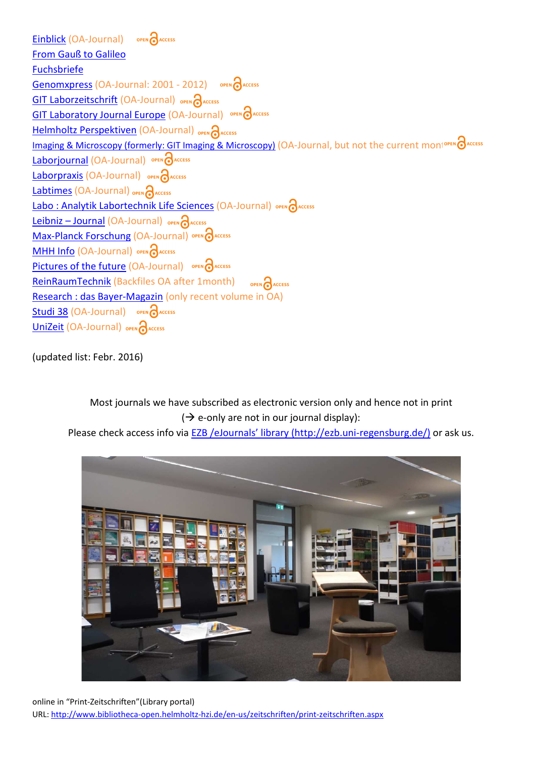Einblick (OA-Journal)

From Gauß to Galileo

Fuchsbriefe

Genomxpress (OA-Journal: 2001 - 2012)

GIT Laborzeitschrift (OA-Journal)

GIT Laboratory Journal Europe (OA-Journal)

Helmholtz Perspektiven (OA-Journal)

Imaging & Microscopy (formerly: GIT Imaging & Microscopy) (OA-Journal, but not the current mon

Laborjournal (OA-Journal)

Laborpraxis (OA-Journal)

Labtimes (OA-Journal)

Labo : Analytik Labortechnik Life Sciences (OA-Journal)

Leibniz – Journal (OA-Journal)

Max-Planck Forschung (OA-Journal)

MHH Info (OA-Journal)

Pictures of the future (OA-Journal)

ReinRaumTechnik (Backfiles OA after 1month)

Research : das Bayer-Magazin (only recent volume in OA)

Studi 38 (OA-Journal)

UniZeit (OA-Journal)

(updated list: Febr. 2016)

Most journals we have subscribed as electronic version only and hence not in print
(→ e-only are not in our journal display):
Please check access info via EZB /eJournals' library (http://ezb.uni-regensburg.de/) or ask us.

online in "Print-Zeitschriften"(Library portal)
URL: http://www.bibliotheca-open.helmholtz-hzi.de/en-us/zeitschriften/print-zeitschriften.aspx